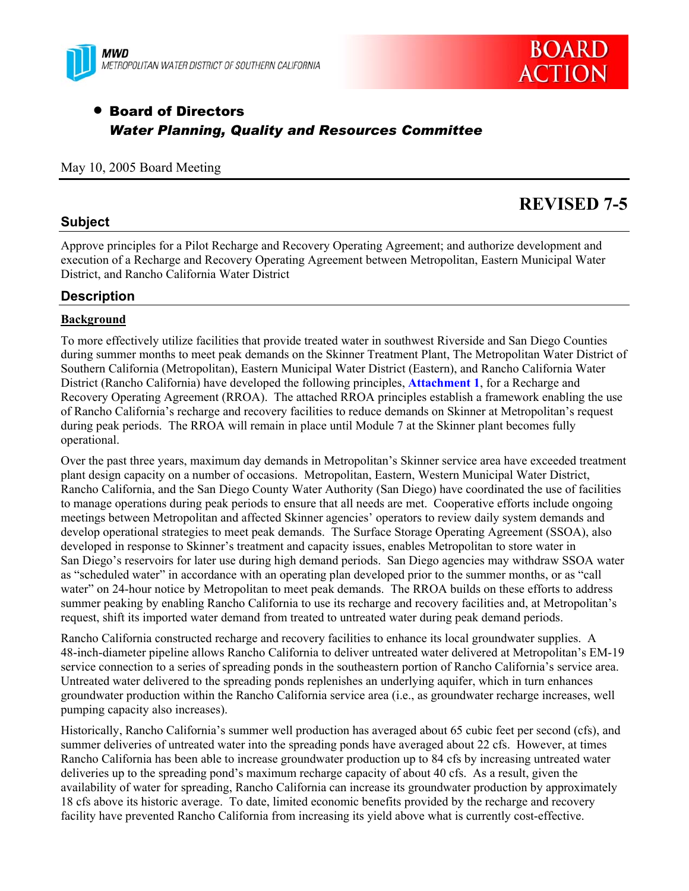MWD
METROPOLITAN WATER DISTRICT OF SOUTHERN CALIFORNIA

**BOARD ACTION**

- **Board of Directors**
  ***Water Planning, Quality and Resources Committee***

May 10, 2005 Board Meeting

# REVISED 7-5

## Subject

Approve principles for a Pilot Recharge and Recovery Operating Agreement; and authorize development and execution of a Recharge and Recovery Operating Agreement between Metropolitan, Eastern Municipal Water District, and Rancho California Water District

## Description

### Background

To more effectively utilize facilities that provide treated water in southwest Riverside and San Diego Counties during summer months to meet peak demands on the Skinner Treatment Plant, The Metropolitan Water District of Southern California (Metropolitan), Eastern Municipal Water District (Eastern), and Rancho California Water District (Rancho California) have developed the following principles, **Attachment 1**, for a Recharge and Recovery Operating Agreement (RROA). The attached RROA principles establish a framework enabling the use of Rancho California's recharge and recovery facilities to reduce demands on Skinner at Metropolitan's request during peak periods. The RROA will remain in place until Module 7 at the Skinner plant becomes fully operational.

Over the past three years, maximum day demands in Metropolitan's Skinner service area have exceeded treatment plant design capacity on a number of occasions. Metropolitan, Eastern, Western Municipal Water District, Rancho California, and the San Diego County Water Authority (San Diego) have coordinated the use of facilities to manage operations during peak periods to ensure that all needs are met. Cooperative efforts include ongoing meetings between Metropolitan and affected Skinner agencies' operators to review daily system demands and develop operational strategies to meet peak demands. The Surface Storage Operating Agreement (SSOA), also developed in response to Skinner's treatment and capacity issues, enables Metropolitan to store water in San Diego's reservoirs for later use during high demand periods. San Diego agencies may withdraw SSOA water as "scheduled water" in accordance with an operating plan developed prior to the summer months, or as "call water" on 24-hour notice by Metropolitan to meet peak demands. The RROA builds on these efforts to address summer peaking by enabling Rancho California to use its recharge and recovery facilities and, at Metropolitan's request, shift its imported water demand from treated to untreated water during peak demand periods.

Rancho California constructed recharge and recovery facilities to enhance its local groundwater supplies. A 48-inch-diameter pipeline allows Rancho California to deliver untreated water delivered at Metropolitan's EM-19 service connection to a series of spreading ponds in the southeastern portion of Rancho California's service area. Untreated water delivered to the spreading ponds replenishes an underlying aquifer, which in turn enhances groundwater production within the Rancho California service area (i.e., as groundwater recharge increases, well pumping capacity also increases).

Historically, Rancho California's summer well production has averaged about 65 cubic feet per second (cfs), and summer deliveries of untreated water into the spreading ponds have averaged about 22 cfs. However, at times Rancho California has been able to increase groundwater production up to 84 cfs by increasing untreated water deliveries up to the spreading pond's maximum recharge capacity of about 40 cfs. As a result, given the availability of water for spreading, Rancho California can increase its groundwater production by approximately 18 cfs above its historic average. To date, limited economic benefits provided by the recharge and recovery facility have prevented Rancho California from increasing its yield above what is currently cost-effective.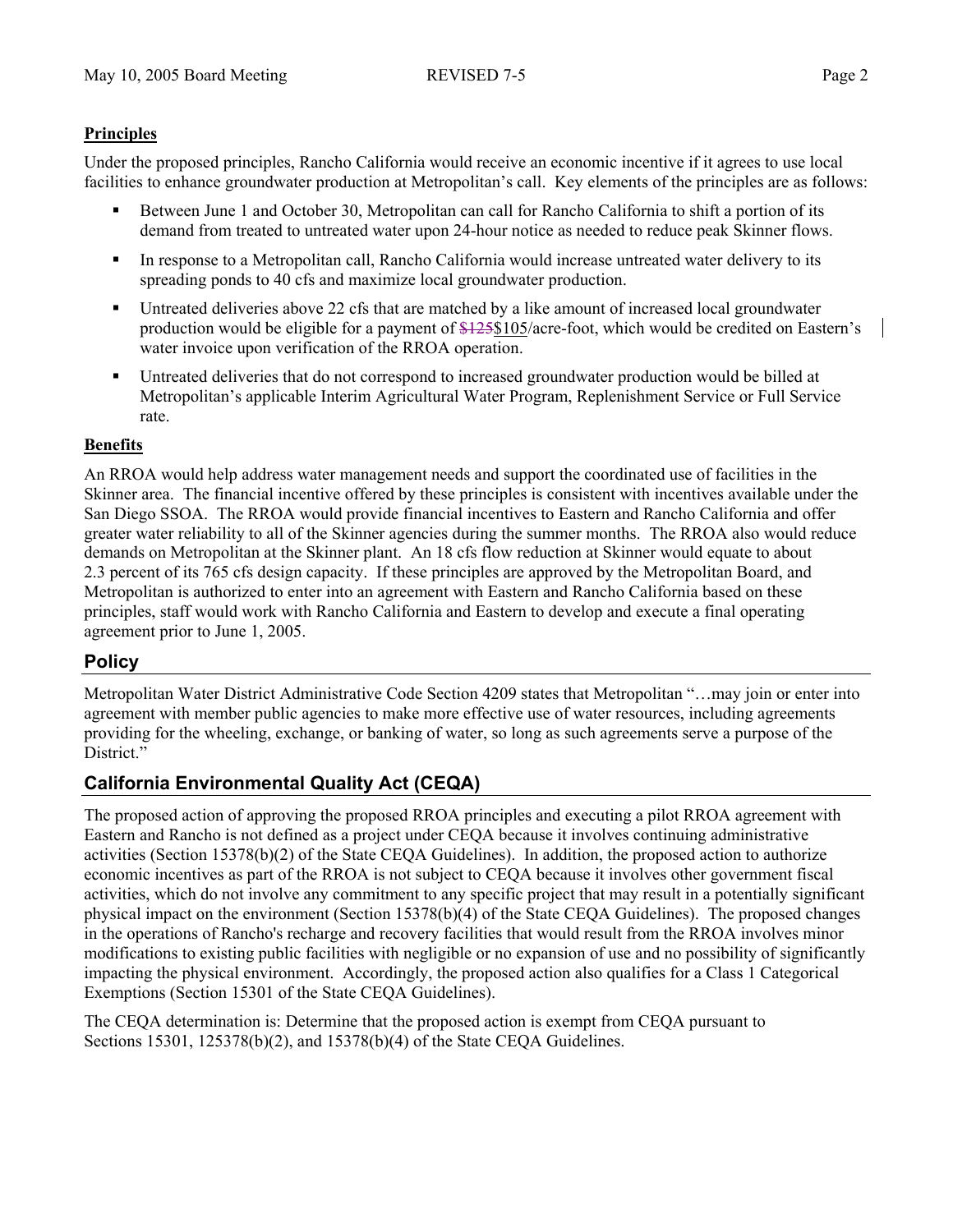**Principles**

Under the proposed principles, Rancho California would receive an economic incentive if it agrees to use local facilities to enhance groundwater production at Metropolitan's call. Key elements of the principles are as follows:

- Between June 1 and October 30, Metropolitan can call for Rancho California to shift a portion of its demand from treated to untreated water upon 24-hour notice as needed to reduce peak Skinner flows.
- In response to a Metropolitan call, Rancho California would increase untreated water delivery to its spreading ponds to 40 cfs and maximize local groundwater production.
- Untreated deliveries above 22 cfs that are matched by a like amount of increased local groundwater production would be eligible for a payment of ~~$125~~$105/acre-foot, which would be credited on Eastern's water invoice upon verification of the RROA operation.
- Untreated deliveries that do not correspond to increased groundwater production would be billed at Metropolitan's applicable Interim Agricultural Water Program, Replenishment Service or Full Service rate.

**Benefits**

An RROA would help address water management needs and support the coordinated use of facilities in the Skinner area. The financial incentive offered by these principles is consistent with incentives available under the San Diego SSOA. The RROA would provide financial incentives to Eastern and Rancho California and offer greater water reliability to all of the Skinner agencies during the summer months. The RROA also would reduce demands on Metropolitan at the Skinner plant. An 18 cfs flow reduction at Skinner would equate to about 2.3 percent of its 765 cfs design capacity. If these principles are approved by the Metropolitan Board, and Metropolitan is authorized to enter into an agreement with Eastern and Rancho California based on these principles, staff would work with Rancho California and Eastern to develop and execute a final operating agreement prior to June 1, 2005.

## Policy

Metropolitan Water District Administrative Code Section 4209 states that Metropolitan "…may join or enter into agreement with member public agencies to make more effective use of water resources, including agreements providing for the wheeling, exchange, or banking of water, so long as such agreements serve a purpose of the District."

## California Environmental Quality Act (CEQA)

The proposed action of approving the proposed RROA principles and executing a pilot RROA agreement with Eastern and Rancho is not defined as a project under CEQA because it involves continuing administrative activities (Section 15378(b)(2) of the State CEQA Guidelines). In addition, the proposed action to authorize economic incentives as part of the RROA is not subject to CEQA because it involves other government fiscal activities, which do not involve any commitment to any specific project that may result in a potentially significant physical impact on the environment (Section 15378(b)(4) of the State CEQA Guidelines). The proposed changes in the operations of Rancho's recharge and recovery facilities that would result from the RROA involves minor modifications to existing public facilities with negligible or no expansion of use and no possibility of significantly impacting the physical environment. Accordingly, the proposed action also qualifies for a Class 1 Categorical Exemptions (Section 15301 of the State CEQA Guidelines).

The CEQA determination is: Determine that the proposed action is exempt from CEQA pursuant to Sections 15301, 125378(b)(2), and 15378(b)(4) of the State CEQA Guidelines.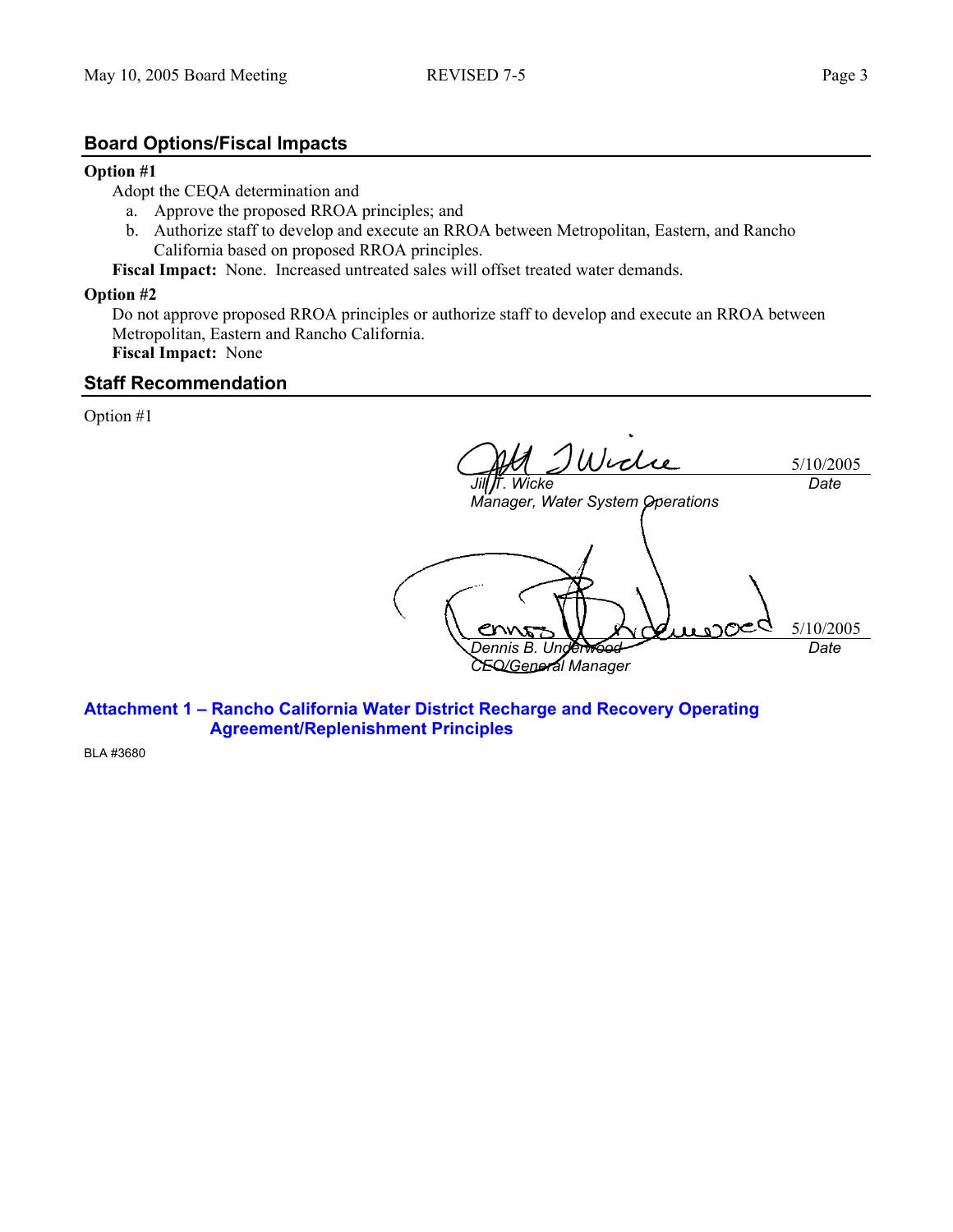## Board Options/Fiscal Impacts

**Option #1**

Adopt the CEQA determination and

a. Approve the proposed RROA principles; and
b. Authorize staff to develop and execute an RROA between Metropolitan, Eastern, and Rancho California based on proposed RROA principles.

**Fiscal Impact:** None. Increased untreated sales will offset treated water demands.

**Option #2**

Do not approve proposed RROA principles or authorize staff to develop and execute an RROA between Metropolitan, Eastern and Rancho California.

**Fiscal Impact:** None

## Staff Recommendation

Option #1

*Jill T. Wicke* — 5/10/2005
*Manager, Water System Operations* — *Date*

*Dennis B. Underwood* — 5/10/2005
*CEO/General Manager* — *Date*

**Attachment 1 – Rancho California Water District Recharge and Recovery Operating Agreement/Replenishment Principles**

BLA #3680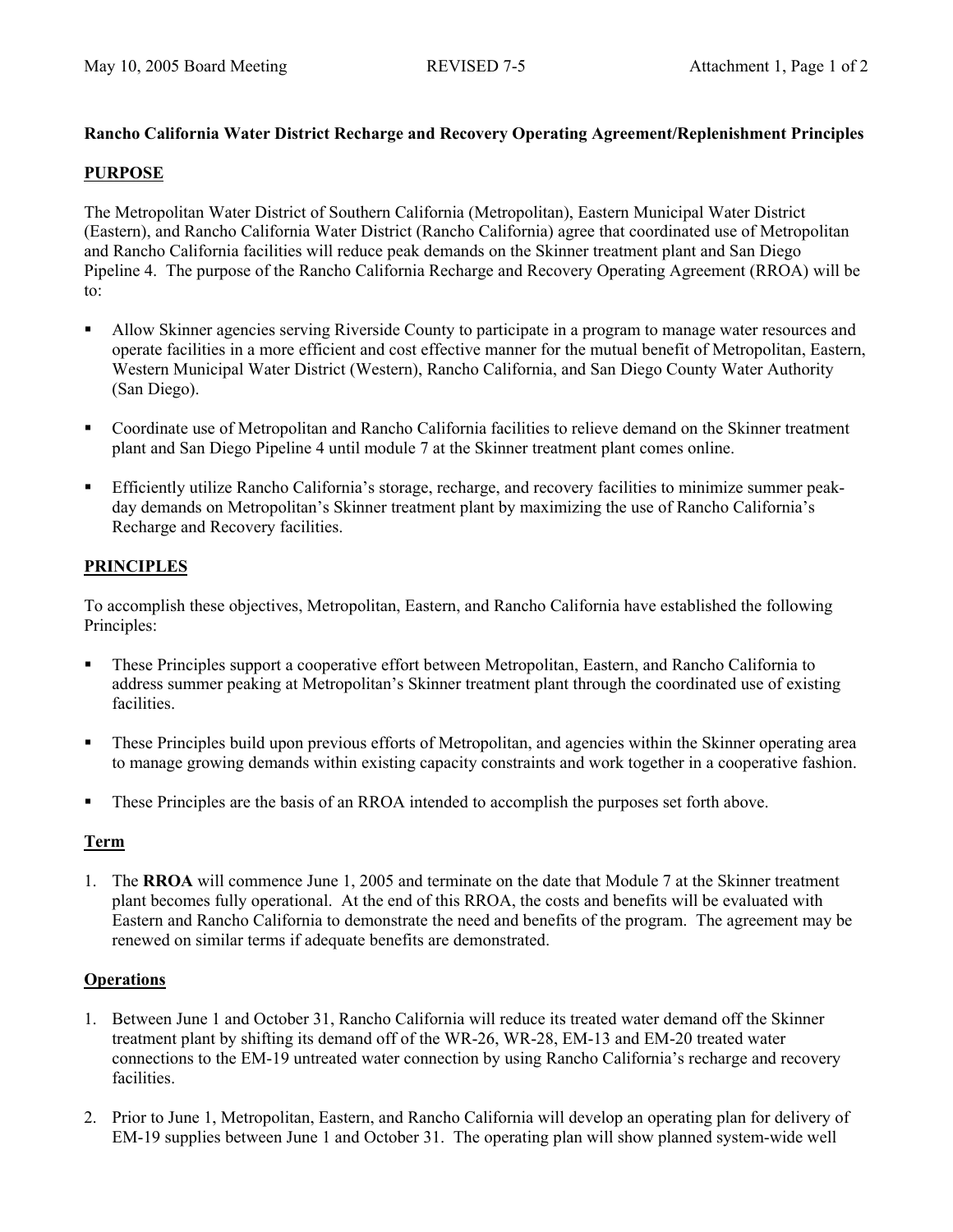**Rancho California Water District Recharge and Recovery Operating Agreement/Replenishment Principles**

**PURPOSE**

The Metropolitan Water District of Southern California (Metropolitan), Eastern Municipal Water District (Eastern), and Rancho California Water District (Rancho California) agree that coordinated use of Metropolitan and Rancho California facilities will reduce peak demands on the Skinner treatment plant and San Diego Pipeline 4. The purpose of the Rancho California Recharge and Recovery Operating Agreement (RROA) will be to:

- Allow Skinner agencies serving Riverside County to participate in a program to manage water resources and operate facilities in a more efficient and cost effective manner for the mutual benefit of Metropolitan, Eastern, Western Municipal Water District (Western), Rancho California, and San Diego County Water Authority (San Diego).
- Coordinate use of Metropolitan and Rancho California facilities to relieve demand on the Skinner treatment plant and San Diego Pipeline 4 until module 7 at the Skinner treatment plant comes online.
- Efficiently utilize Rancho California's storage, recharge, and recovery facilities to minimize summer peak-day demands on Metropolitan's Skinner treatment plant by maximizing the use of Rancho California's Recharge and Recovery facilities.

**PRINCIPLES**

To accomplish these objectives, Metropolitan, Eastern, and Rancho California have established the following Principles:

- These Principles support a cooperative effort between Metropolitan, Eastern, and Rancho California to address summer peaking at Metropolitan's Skinner treatment plant through the coordinated use of existing facilities.
- These Principles build upon previous efforts of Metropolitan, and agencies within the Skinner operating area to manage growing demands within existing capacity constraints and work together in a cooperative fashion.
- These Principles are the basis of an RROA intended to accomplish the purposes set forth above.

**Term**

1. The **RROA** will commence June 1, 2005 and terminate on the date that Module 7 at the Skinner treatment plant becomes fully operational. At the end of this RROA, the costs and benefits will be evaluated with Eastern and Rancho California to demonstrate the need and benefits of the program. The agreement may be renewed on similar terms if adequate benefits are demonstrated.

**Operations**

1. Between June 1 and October 31, Rancho California will reduce its treated water demand off the Skinner treatment plant by shifting its demand off of the WR-26, WR-28, EM-13 and EM-20 treated water connections to the EM-19 untreated water connection by using Rancho California's recharge and recovery facilities.
2. Prior to June 1, Metropolitan, Eastern, and Rancho California will develop an operating plan for delivery of EM-19 supplies between June 1 and October 31. The operating plan will show planned system-wide well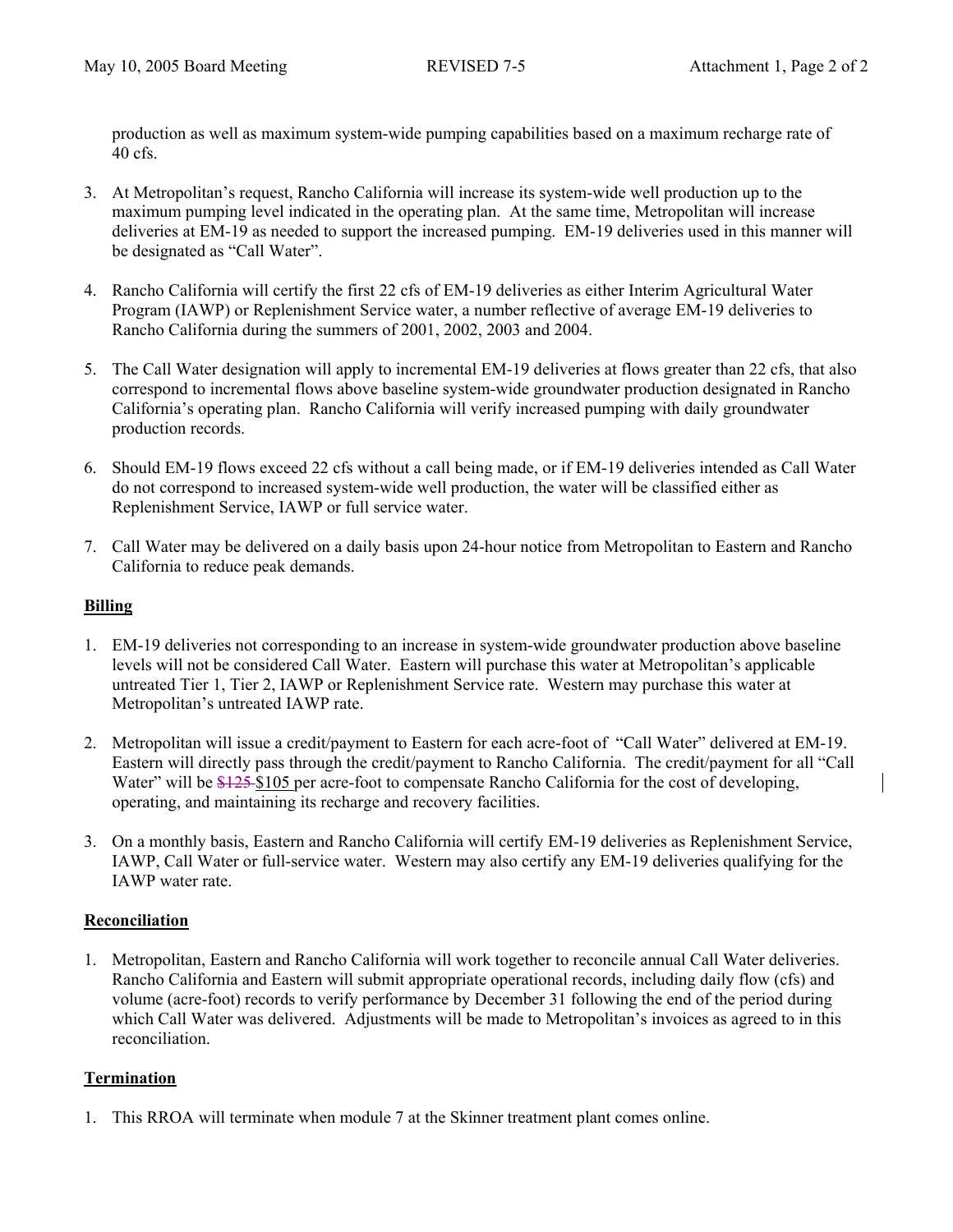production as well as maximum system-wide pumping capabilities based on a maximum recharge rate of 40 cfs.

3. At Metropolitan's request, Rancho California will increase its system-wide well production up to the maximum pumping level indicated in the operating plan. At the same time, Metropolitan will increase deliveries at EM-19 as needed to support the increased pumping. EM-19 deliveries used in this manner will be designated as "Call Water".

4. Rancho California will certify the first 22 cfs of EM-19 deliveries as either Interim Agricultural Water Program (IAWP) or Replenishment Service water, a number reflective of average EM-19 deliveries to Rancho California during the summers of 2001, 2002, 2003 and 2004.

5. The Call Water designation will apply to incremental EM-19 deliveries at flows greater than 22 cfs, that also correspond to incremental flows above baseline system-wide groundwater production designated in Rancho California's operating plan. Rancho California will verify increased pumping with daily groundwater production records.

6. Should EM-19 flows exceed 22 cfs without a call being made, or if EM-19 deliveries intended as Call Water do not correspond to increased system-wide well production, the water will be classified either as Replenishment Service, IAWP or full service water.

7. Call Water may be delivered on a daily basis upon 24-hour notice from Metropolitan to Eastern and Rancho California to reduce peak demands.

## Billing

1. EM-19 deliveries not corresponding to an increase in system-wide groundwater production above baseline levels will not be considered Call Water. Eastern will purchase this water at Metropolitan's applicable untreated Tier 1, Tier 2, IAWP or Replenishment Service rate. Western may purchase this water at Metropolitan's untreated IAWP rate.

2. Metropolitan will issue a credit/payment to Eastern for each acre-foot of "Call Water" delivered at EM-19. Eastern will directly pass through the credit/payment to Rancho California. The credit/payment for all "Call Water" will be ~~$125~~ $105 per acre-foot to compensate Rancho California for the cost of developing, operating, and maintaining its recharge and recovery facilities.

3. On a monthly basis, Eastern and Rancho California will certify EM-19 deliveries as Replenishment Service, IAWP, Call Water or full-service water. Western may also certify any EM-19 deliveries qualifying for the IAWP water rate.

## Reconciliation

1. Metropolitan, Eastern and Rancho California will work together to reconcile annual Call Water deliveries. Rancho California and Eastern will submit appropriate operational records, including daily flow (cfs) and volume (acre-foot) records to verify performance by December 31 following the end of the period during which Call Water was delivered. Adjustments will be made to Metropolitan's invoices as agreed to in this reconciliation.

## Termination

1. This RROA will terminate when module 7 at the Skinner treatment plant comes online.